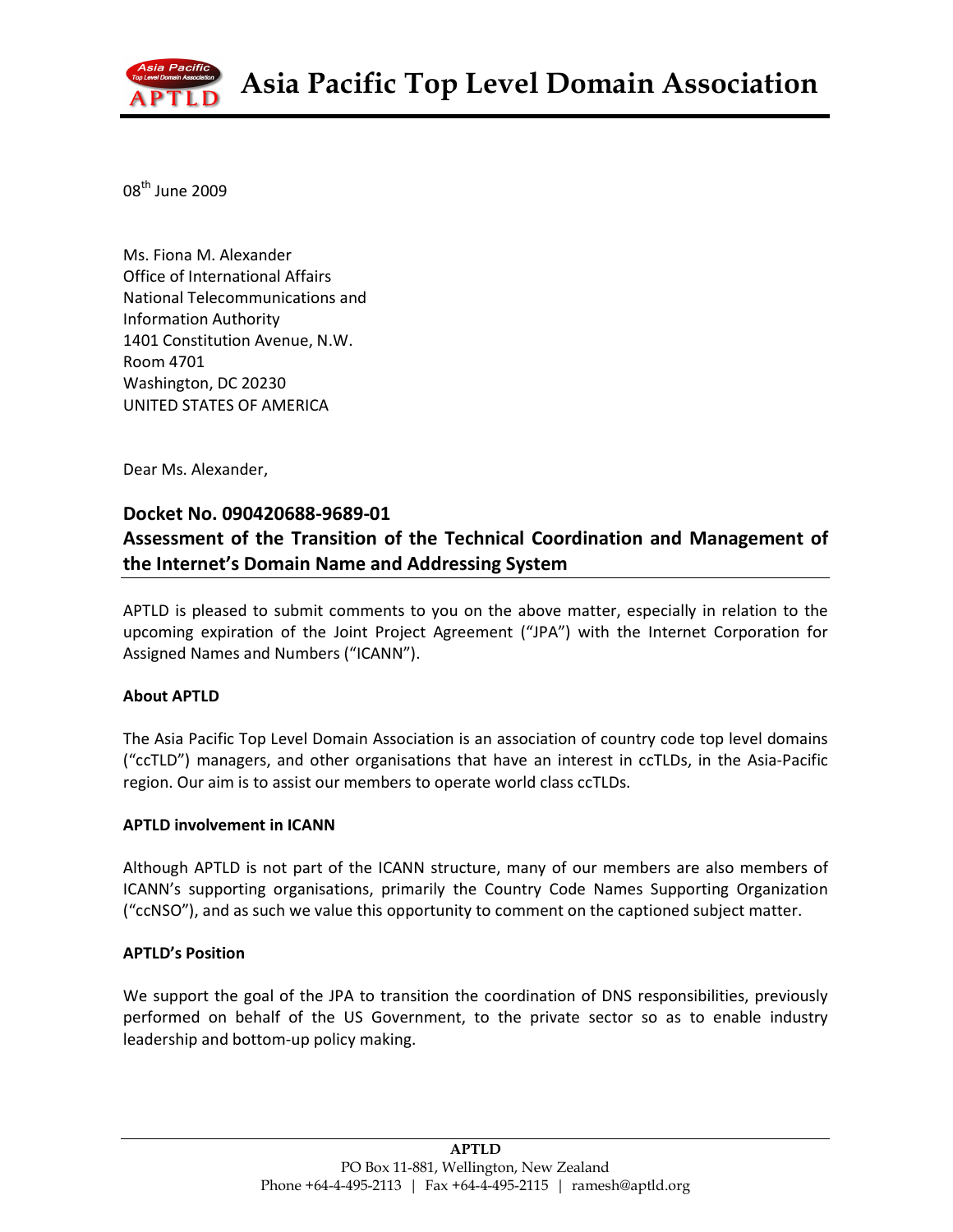# Asia Pacific Top Level Domain Association

08th June 2009

Ms. Fiona M. Alexander
Office of International Affairs
National Telecommunications and
Information Authority
1401 Constitution Avenue, N.W.
Room 4701
Washington, DC 20230
UNITED STATES OF AMERICA

Dear Ms. Alexander,

**Docket No. 090420688-9689-01**
**Assessment of the Transition of the Technical Coordination and Management of the Internet's Domain Name and Addressing System**

APTLD is pleased to submit comments to you on the above matter, especially in relation to the upcoming expiration of the Joint Project Agreement ("JPA") with the Internet Corporation for Assigned Names and Numbers ("ICANN").

**About APTLD**

The Asia Pacific Top Level Domain Association is an association of country code top level domains ("ccTLD") managers, and other organisations that have an interest in ccTLDs, in the Asia-Pacific region. Our aim is to assist our members to operate world class ccTLDs.

**APTLD involvement in ICANN**

Although APTLD is not part of the ICANN structure, many of our members are also members of ICANN's supporting organisations, primarily the Country Code Names Supporting Organization ("ccNSO"), and as such we value this opportunity to comment on the captioned subject matter.

**APTLD's Position**

We support the goal of the JPA to transition the coordination of DNS responsibilities, previously performed on behalf of the US Government, to the private sector so as to enable industry leadership and bottom-up policy making.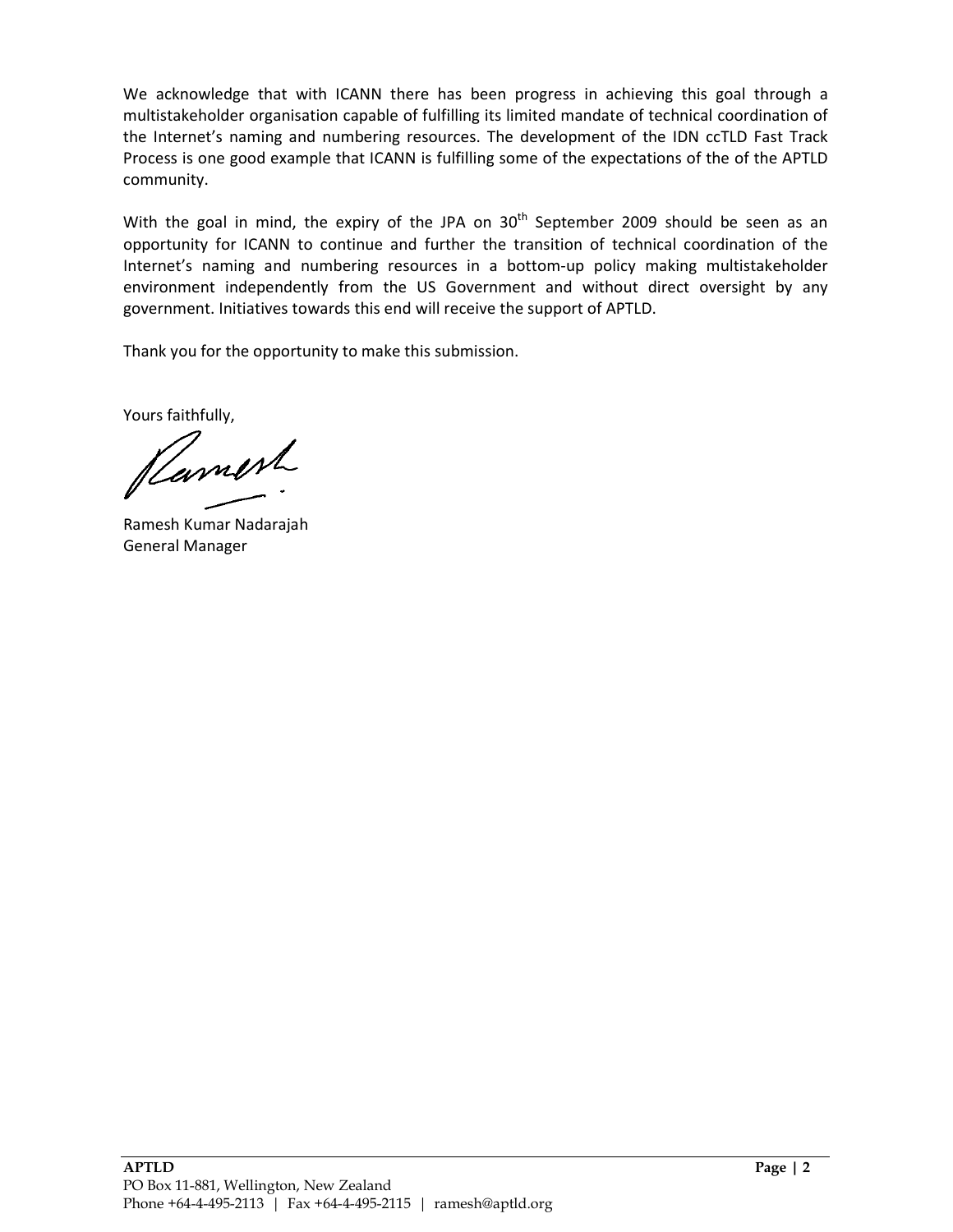We acknowledge that with ICANN there has been progress in achieving this goal through a multistakeholder organisation capable of fulfilling its limited mandate of technical coordination of the Internet's naming and numbering resources. The development of the IDN ccTLD Fast Track Process is one good example that ICANN is fulfilling some of the expectations of the of the APTLD community.

With the goal in mind, the expiry of the JPA on 30th September 2009 should be seen as an opportunity for ICANN to continue and further the transition of technical coordination of the Internet's naming and numbering resources in a bottom-up policy making multistakeholder environment independently from the US Government and without direct oversight by any government. Initiatives towards this end will receive the support of APTLD.

Thank you for the opportunity to make this submission.

Yours faithfully,

Ramesh Kumar Nadarajah
General Manager